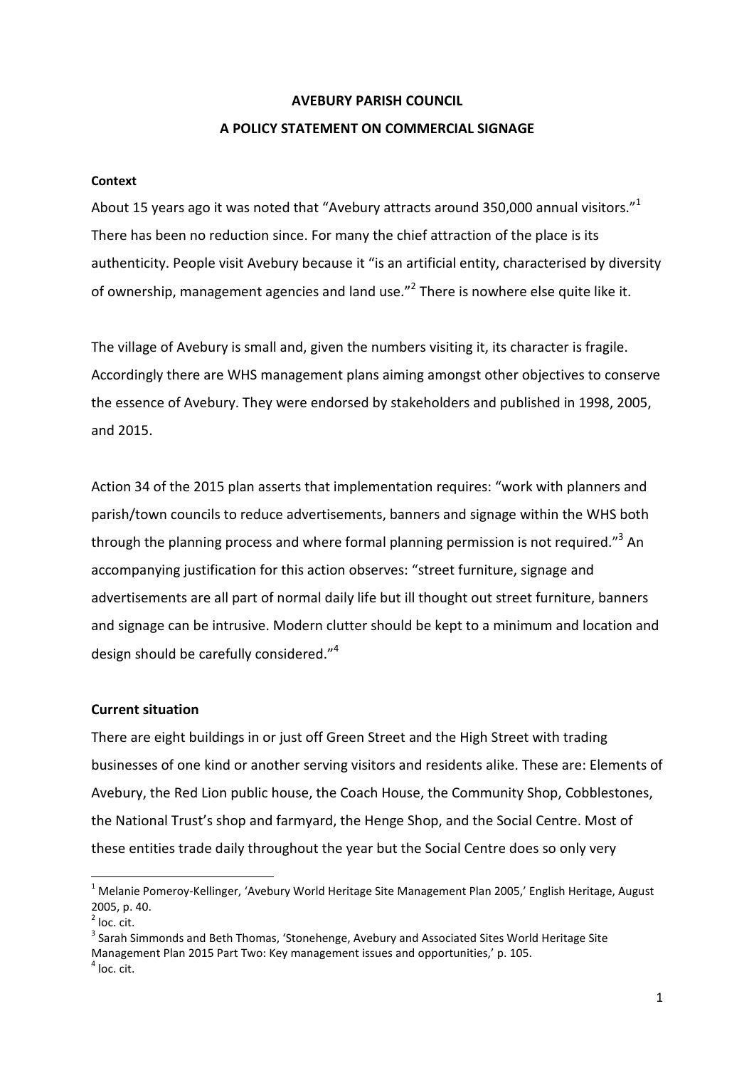# AVEBURY PARISH COUNCIL

## A POLICY STATEMENT ON COMMERCIAL SIGNAGE

**Context**

About 15 years ago it was noted that "Avebury attracts around 350,000 annual visitors."[1] There has been no reduction since. For many the chief attraction of the place is its authenticity. People visit Avebury because it "is an artificial entity, characterised by diversity of ownership, management agencies and land use."[2] There is nowhere else quite like it.

The village of Avebury is small and, given the numbers visiting it, its character is fragile. Accordingly there are WHS management plans aiming amongst other objectives to conserve the essence of Avebury. They were endorsed by stakeholders and published in 1998, 2005, and 2015.

Action 34 of the 2015 plan asserts that implementation requires: "work with planners and parish/town councils to reduce advertisements, banners and signage within the WHS both through the planning process and where formal planning permission is not required."[3] An accompanying justification for this action observes: "street furniture, signage and advertisements are all part of normal daily life but ill thought out street furniture, banners and signage can be intrusive. Modern clutter should be kept to a minimum and location and design should be carefully considered."[4]

**Current situation**

There are eight buildings in or just off Green Street and the High Street with trading businesses of one kind or another serving visitors and residents alike. These are: Elements of Avebury, the Red Lion public house, the Coach House, the Community Shop, Cobblestones, the National Trust's shop and farmyard, the Henge Shop, and the Social Centre. Most of these entities trade daily throughout the year but the Social Centre does so only very

---

[1] Melanie Pomeroy-Kellinger, 'Avebury World Heritage Site Management Plan 2005,' English Heritage, August 2005, p. 40.

[2] loc. cit.

[3] Sarah Simmonds and Beth Thomas, 'Stonehenge, Avebury and Associated Sites World Heritage Site Management Plan 2015 Part Two: Key management issues and opportunities,' p. 105.

[4] loc. cit.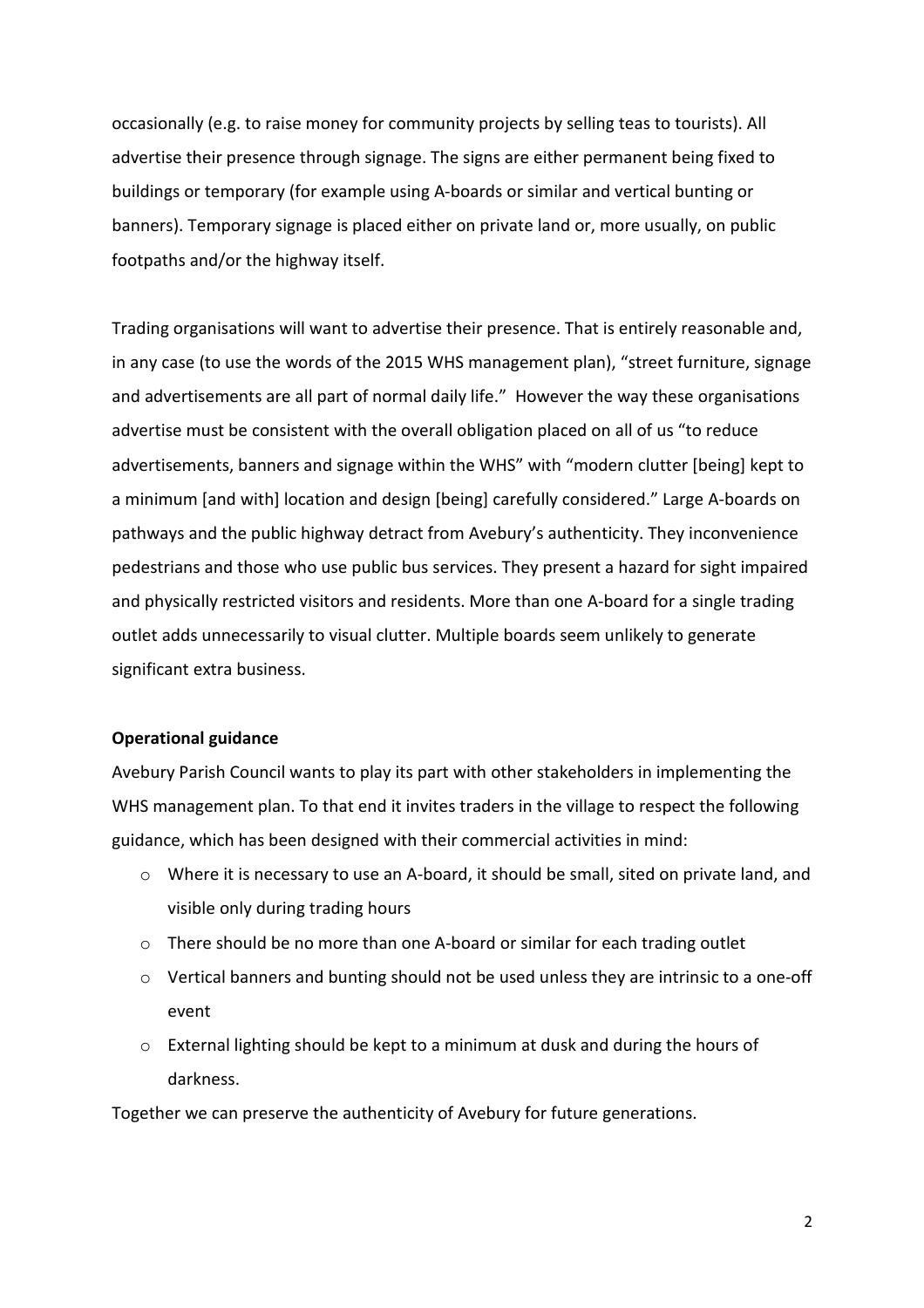occasionally (e.g. to raise money for community projects by selling teas to tourists). All advertise their presence through signage. The signs are either permanent being fixed to buildings or temporary (for example using A-boards or similar and vertical bunting or banners). Temporary signage is placed either on private land or, more usually, on public footpaths and/or the highway itself.

Trading organisations will want to advertise their presence. That is entirely reasonable and, in any case (to use the words of the 2015 WHS management plan), "street furniture, signage and advertisements are all part of normal daily life." However the way these organisations advertise must be consistent with the overall obligation placed on all of us "to reduce advertisements, banners and signage within the WHS" with "modern clutter [being] kept to a minimum [and with] location and design [being] carefully considered." Large A-boards on pathways and the public highway detract from Avebury's authenticity. They inconvenience pedestrians and those who use public bus services. They present a hazard for sight impaired and physically restricted visitors and residents. More than one A-board for a single trading outlet adds unnecessarily to visual clutter. Multiple boards seem unlikely to generate significant extra business.

**Operational guidance**

Avebury Parish Council wants to play its part with other stakeholders in implementing the WHS management plan. To that end it invites traders in the village to respect the following guidance, which has been designed with their commercial activities in mind:

- Where it is necessary to use an A-board, it should be small, sited on private land, and visible only during trading hours
- There should be no more than one A-board or similar for each trading outlet
- Vertical banners and bunting should not be used unless they are intrinsic to a one-off event
- External lighting should be kept to a minimum at dusk and during the hours of darkness.

Together we can preserve the authenticity of Avebury for future generations.